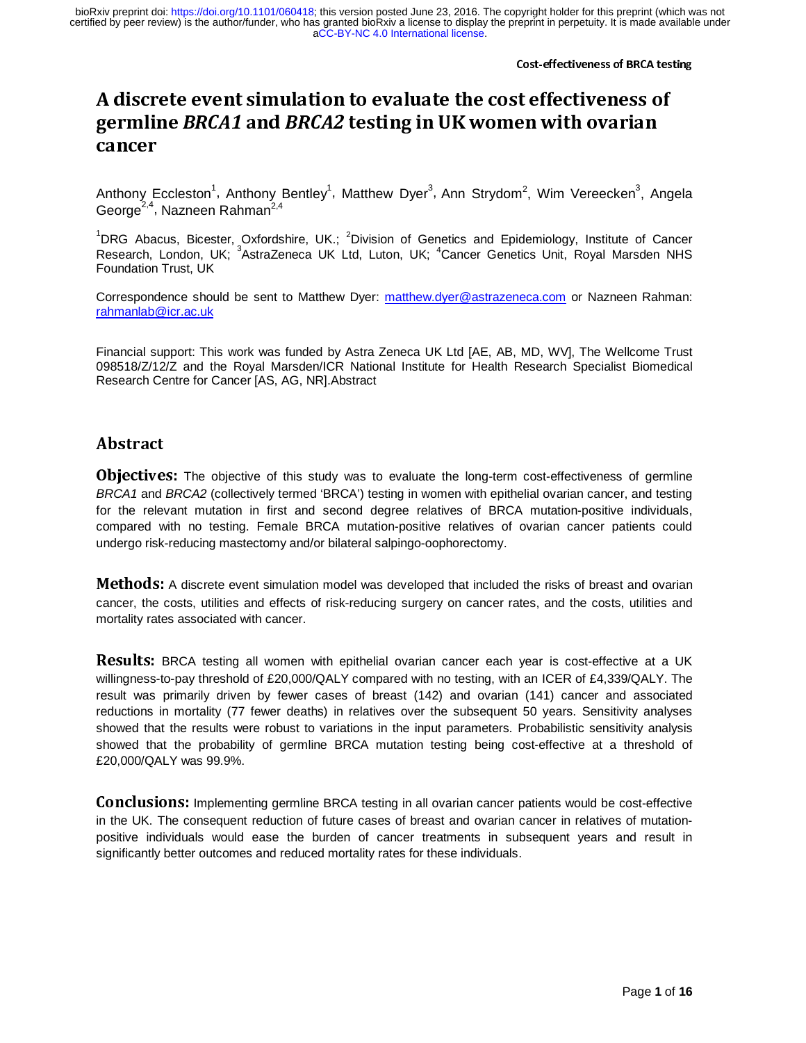# A discrete event simulation to evaluate the cost effectiveness of germline *BRCA1* and *BRCA2* testing in UK women with ovarian cancer

Anthony Eccleston[1], Anthony Bentley[1], Matthew Dyer[3], Ann Strydom[2], Wim Vereecken[3], Angela George[2,4], Nazneen Rahman[2,4]

[1]DRG Abacus, Bicester, Oxfordshire, UK.; [2]Division of Genetics and Epidemiology, Institute of Cancer Research, London, UK; [3]AstraZeneca UK Ltd, Luton, UK; [4]Cancer Genetics Unit, Royal Marsden NHS Foundation Trust, UK

Correspondence should be sent to Matthew Dyer: matthew.dyer@astrazeneca.com or Nazneen Rahman: rahmanlab@icr.ac.uk

Financial support: This work was funded by Astra Zeneca UK Ltd [AE, AB, MD, WV], The Wellcome Trust 098518/Z/12/Z and the Royal Marsden/ICR National Institute for Health Research Specialist Biomedical Research Centre for Cancer [AS, AG, NR].Abstract

## Abstract

**Objectives:** The objective of this study was to evaluate the long-term cost-effectiveness of germline *BRCA1* and *BRCA2* (collectively termed 'BRCA') testing in women with epithelial ovarian cancer, and testing for the relevant mutation in first and second degree relatives of BRCA mutation-positive individuals, compared with no testing. Female BRCA mutation-positive relatives of ovarian cancer patients could undergo risk-reducing mastectomy and/or bilateral salpingo-oophorectomy.

**Methods:** A discrete event simulation model was developed that included the risks of breast and ovarian cancer, the costs, utilities and effects of risk-reducing surgery on cancer rates, and the costs, utilities and mortality rates associated with cancer.

**Results:** BRCA testing all women with epithelial ovarian cancer each year is cost-effective at a UK willingness-to-pay threshold of £20,000/QALY compared with no testing, with an ICER of £4,339/QALY. The result was primarily driven by fewer cases of breast (142) and ovarian (141) cancer and associated reductions in mortality (77 fewer deaths) in relatives over the subsequent 50 years. Sensitivity analyses showed that the results were robust to variations in the input parameters. Probabilistic sensitivity analysis showed that the probability of germline BRCA mutation testing being cost-effective at a threshold of £20,000/QALY was 99.9%.

**Conclusions:** Implementing germline BRCA testing in all ovarian cancer patients would be cost-effective in the UK. The consequent reduction of future cases of breast and ovarian cancer in relatives of mutation-positive individuals would ease the burden of cancer treatments in subsequent years and result in significantly better outcomes and reduced mortality rates for these individuals.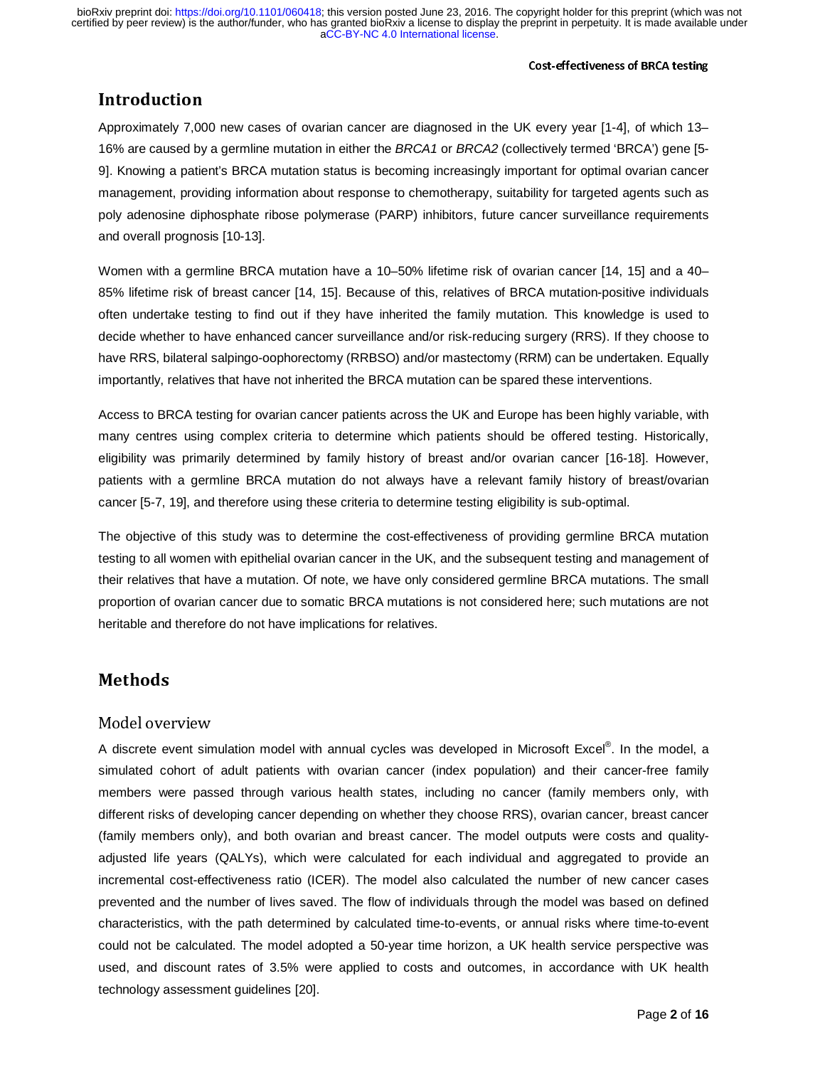## Introduction

Approximately 7,000 new cases of ovarian cancer are diagnosed in the UK every year [1-4], of which 13–16% are caused by a germline mutation in either the *BRCA1* or *BRCA2* (collectively termed 'BRCA') gene [5-9]. Knowing a patient's BRCA mutation status is becoming increasingly important for optimal ovarian cancer management, providing information about response to chemotherapy, suitability for targeted agents such as poly adenosine diphosphate ribose polymerase (PARP) inhibitors, future cancer surveillance requirements and overall prognosis [10-13].

Women with a germline BRCA mutation have a 10–50% lifetime risk of ovarian cancer [14, 15] and a 40–85% lifetime risk of breast cancer [14, 15]. Because of this, relatives of BRCA mutation-positive individuals often undertake testing to find out if they have inherited the family mutation. This knowledge is used to decide whether to have enhanced cancer surveillance and/or risk-reducing surgery (RRS). If they choose to have RRS, bilateral salpingo-oophorectomy (RRBSO) and/or mastectomy (RRM) can be undertaken. Equally importantly, relatives that have not inherited the BRCA mutation can be spared these interventions.

Access to BRCA testing for ovarian cancer patients across the UK and Europe has been highly variable, with many centres using complex criteria to determine which patients should be offered testing. Historically, eligibility was primarily determined by family history of breast and/or ovarian cancer [16-18]. However, patients with a germline BRCA mutation do not always have a relevant family history of breast/ovarian cancer [5-7, 19], and therefore using these criteria to determine testing eligibility is sub-optimal.

The objective of this study was to determine the cost-effectiveness of providing germline BRCA mutation testing to all women with epithelial ovarian cancer in the UK, and the subsequent testing and management of their relatives that have a mutation. Of note, we have only considered germline BRCA mutations. The small proportion of ovarian cancer due to somatic BRCA mutations is not considered here; such mutations are not heritable and therefore do not have implications for relatives.

## Methods

### Model overview

A discrete event simulation model with annual cycles was developed in Microsoft Excel®. In the model, a simulated cohort of adult patients with ovarian cancer (index population) and their cancer-free family members were passed through various health states, including no cancer (family members only, with different risks of developing cancer depending on whether they choose RRS), ovarian cancer, breast cancer (family members only), and both ovarian and breast cancer. The model outputs were costs and quality-adjusted life years (QALYs), which were calculated for each individual and aggregated to provide an incremental cost-effectiveness ratio (ICER). The model also calculated the number of new cancer cases prevented and the number of lives saved. The flow of individuals through the model was based on defined characteristics, with the path determined by calculated time-to-events, or annual risks where time-to-event could not be calculated. The model adopted a 50-year time horizon, a UK health service perspective was used, and discount rates of 3.5% were applied to costs and outcomes, in accordance with UK health technology assessment guidelines [20].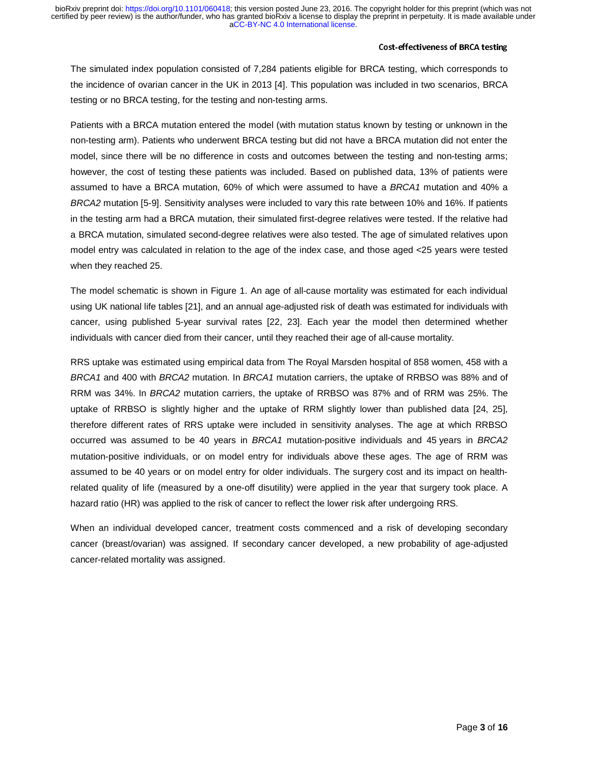The simulated index population consisted of 7,284 patients eligible for BRCA testing, which corresponds to the incidence of ovarian cancer in the UK in 2013 [4]. This population was included in two scenarios, BRCA testing or no BRCA testing, for the testing and non-testing arms.

Patients with a BRCA mutation entered the model (with mutation status known by testing or unknown in the non-testing arm). Patients who underwent BRCA testing but did not have a BRCA mutation did not enter the model, since there will be no difference in costs and outcomes between the testing and non-testing arms; however, the cost of testing these patients was included. Based on published data, 13% of patients were assumed to have a BRCA mutation, 60% of which were assumed to have a *BRCA1* mutation and 40% a *BRCA2* mutation [5-9]. Sensitivity analyses were included to vary this rate between 10% and 16%. If patients in the testing arm had a BRCA mutation, their simulated first-degree relatives were tested. If the relative had a BRCA mutation, simulated second-degree relatives were also tested. The age of simulated relatives upon model entry was calculated in relation to the age of the index case, and those aged <25 years were tested when they reached 25.

The model schematic is shown in Figure 1. An age of all-cause mortality was estimated for each individual using UK national life tables [21], and an annual age-adjusted risk of death was estimated for individuals with cancer, using published 5-year survival rates [22, 23]. Each year the model then determined whether individuals with cancer died from their cancer, until they reached their age of all-cause mortality.

RRS uptake was estimated using empirical data from The Royal Marsden hospital of 858 women, 458 with a *BRCA1* and 400 with *BRCA2* mutation. In *BRCA1* mutation carriers, the uptake of RRBSO was 88% and of RRM was 34%. In *BRCA2* mutation carriers, the uptake of RRBSO was 87% and of RRM was 25%. The uptake of RRBSO is slightly higher and the uptake of RRM slightly lower than published data [24, 25], therefore different rates of RRS uptake were included in sensitivity analyses. The age at which RRBSO occurred was assumed to be 40 years in *BRCA1* mutation-positive individuals and 45 years in *BRCA2* mutation-positive individuals, or on model entry for individuals above these ages. The age of RRM was assumed to be 40 years or on model entry for older individuals. The surgery cost and its impact on health-related quality of life (measured by a one-off disutility) were applied in the year that surgery took place. A hazard ratio (HR) was applied to the risk of cancer to reflect the lower risk after undergoing RRS.

When an individual developed cancer, treatment costs commenced and a risk of developing secondary cancer (breast/ovarian) was assigned. If secondary cancer developed, a new probability of age-adjusted cancer-related mortality was assigned.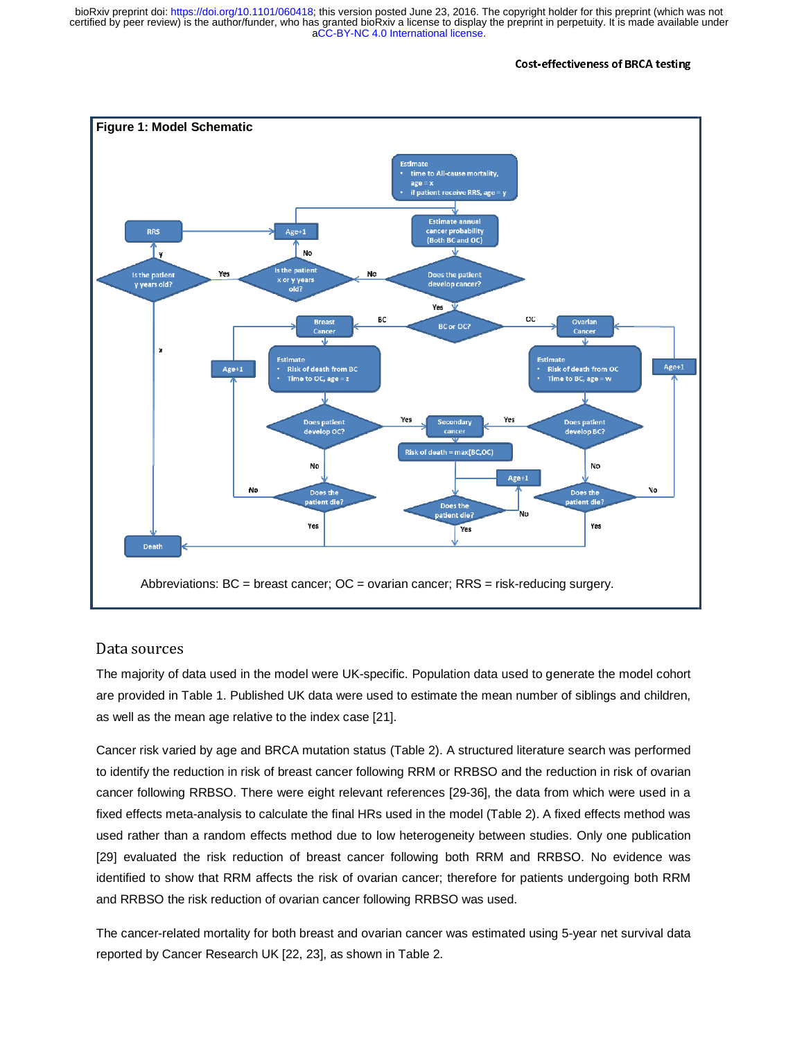**Figure 1: Model Schematic**

Abbreviations: BC = breast cancer; OC = ovarian cancer; RRS = risk-reducing surgery.

## Data sources

The majority of data used in the model were UK-specific. Population data used to generate the model cohort are provided in Table 1. Published UK data were used to estimate the mean number of siblings and children, as well as the mean age relative to the index case [21].

Cancer risk varied by age and BRCA mutation status (Table 2). A structured literature search was performed to identify the reduction in risk of breast cancer following RRM or RRBSO and the reduction in risk of ovarian cancer following RRBSO. There were eight relevant references [29-36], the data from which were used in a fixed effects meta-analysis to calculate the final HRs used in the model (Table 2). A fixed effects method was used rather than a random effects method due to low heterogeneity between studies. Only one publication [29] evaluated the risk reduction of breast cancer following both RRM and RRBSO. No evidence was identified to show that RRM affects the risk of ovarian cancer; therefore for patients undergoing both RRM and RRBSO the risk reduction of ovarian cancer following RRBSO was used.

The cancer-related mortality for both breast and ovarian cancer was estimated using 5-year net survival data reported by Cancer Research UK [22, 23], as shown in Table 2.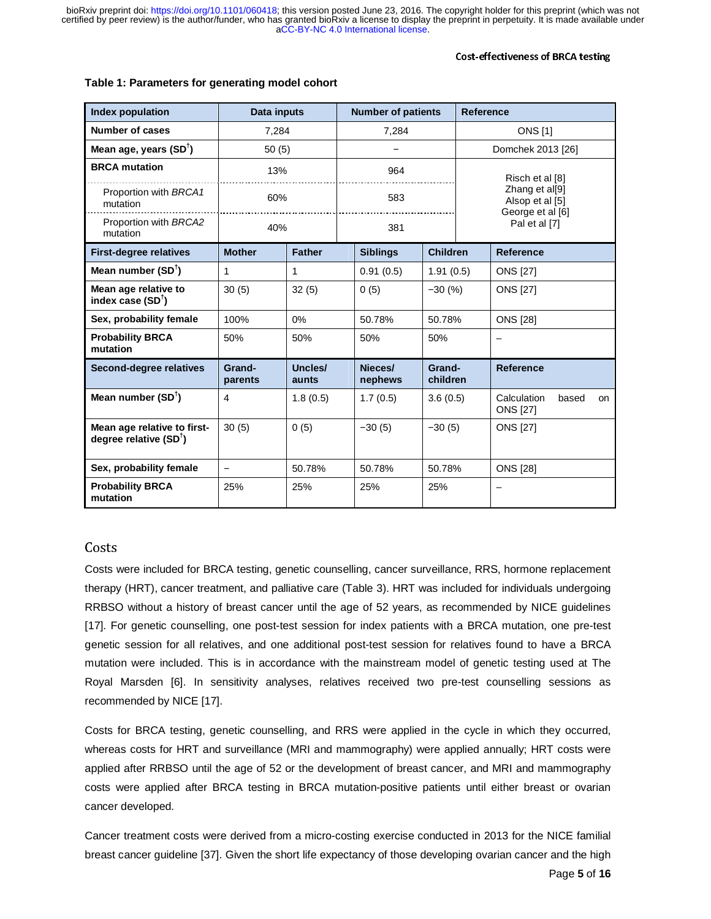Table 1: Parameters for generating model cohort

| Index population | Data inputs | | Number of patients | | Reference |
|---|---|---|---|---|---|
| Number of cases | 7,284 | | 7,284 | | ONS [1] |
| Mean age, years (SD[†]) | 50 (5) | | – | | Domchek 2013 [26] |
| BRCA mutation | 13% | | 964 | | Risch et al [8] Zhang et al[9] Alsop et al [5] George et al [6] Pal et al [7] |
| Proportion with *BRCA1* mutation | 60% | | 583 | | |
| Proportion with *BRCA2* mutation | 40% | | 381 | | |
| **First-degree relatives** | **Mother** | **Father** | **Siblings** | **Children** | **Reference** |
| Mean number (SD[†]) | 1 | 1 | 0.91 (0.5) | 1.91 (0.5) | ONS [27] |
| Mean age relative to index case (SD[†]) | 30 (5) | 32 (5) | 0 (5) | −30 (%) | ONS [27] |
| Sex, probability female | 100% | 0% | 50.78% | 50.78% | ONS [28] |
| Probability BRCA mutation | 50% | 50% | 50% | 50% | – |
| **Second-degree relatives** | **Grand-parents** | **Uncles/ aunts** | **Nieces/ nephews** | **Grand-children** | **Reference** |
| Mean number (SD[†]) | 4 | 1.8 (0.5) | 1.7 (0.5) | 3.6 (0.5) | Calculation based on ONS [27] |
| Mean age relative to first-degree relative (SD[†]) | 30 (5) | 0 (5) | −30 (5) | −30 (5) | ONS [27] |
| Sex, probability female | – | 50.78% | 50.78% | 50.78% | ONS [28] |
| Probability BRCA mutation | 25% | 25% | 25% | 25% | – |

## Costs

Costs were included for BRCA testing, genetic counselling, cancer surveillance, RRS, hormone replacement therapy (HRT), cancer treatment, and palliative care (Table 3). HRT was included for individuals undergoing RRBSO without a history of breast cancer until the age of 52 years, as recommended by NICE guidelines [17]. For genetic counselling, one post-test session for index patients with a BRCA mutation, one pre-test genetic session for all relatives, and one additional post-test session for relatives found to have a BRCA mutation were included. This is in accordance with the mainstream model of genetic testing used at The Royal Marsden [6]. In sensitivity analyses, relatives received two pre-test counselling sessions as recommended by NICE [17].

Costs for BRCA testing, genetic counselling, and RRS were applied in the cycle in which they occurred, whereas costs for HRT and surveillance (MRI and mammography) were applied annually; HRT costs were applied after RRBSO until the age of 52 or the development of breast cancer, and MRI and mammography costs were applied after BRCA testing in BRCA mutation-positive patients until either breast or ovarian cancer developed.

Cancer treatment costs were derived from a micro-costing exercise conducted in 2013 for the NICE familial breast cancer guideline [37]. Given the short life expectancy of those developing ovarian cancer and the high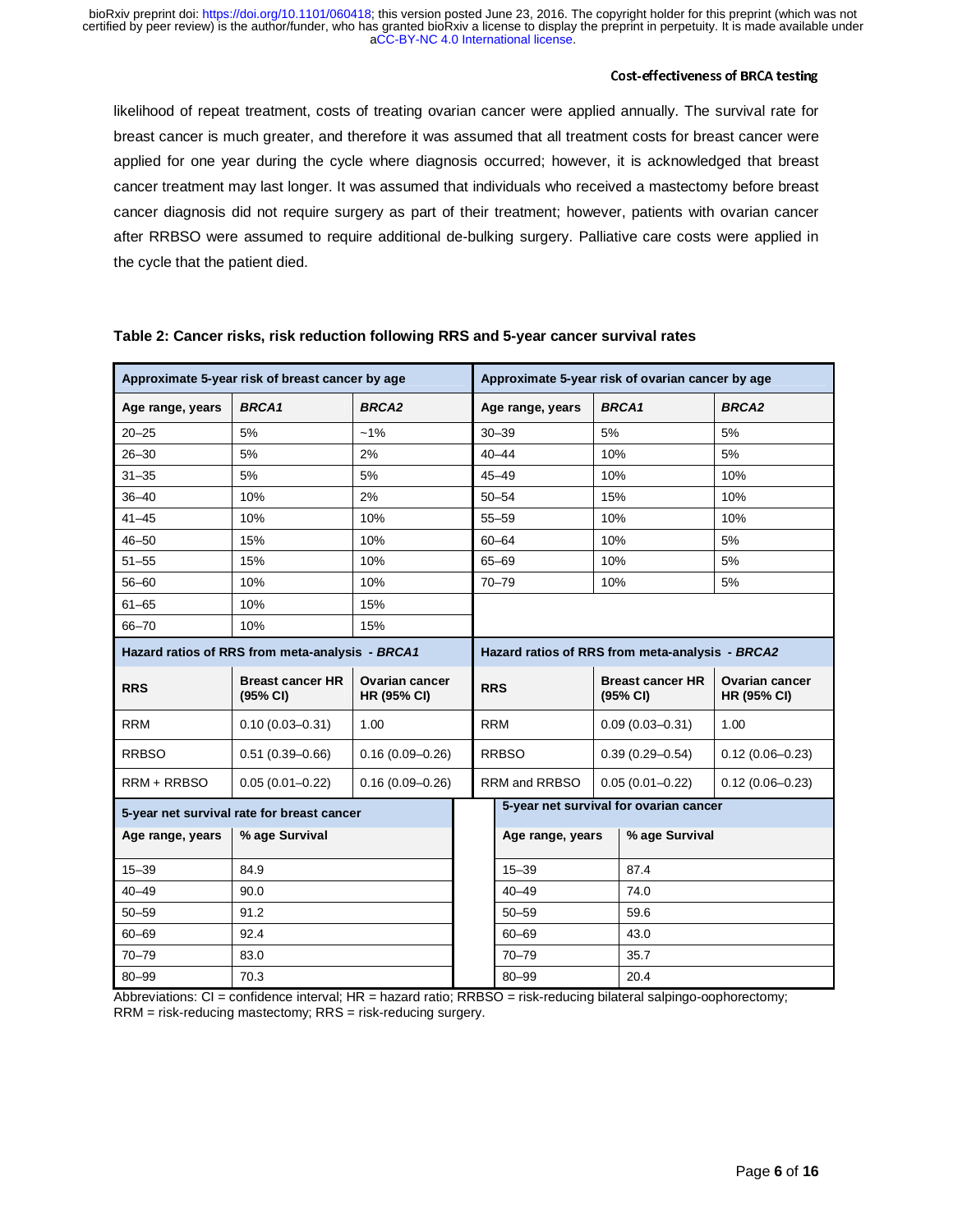likelihood of repeat treatment, costs of treating ovarian cancer were applied annually. The survival rate for breast cancer is much greater, and therefore it was assumed that all treatment costs for breast cancer were applied for one year during the cycle where diagnosis occurred; however, it is acknowledged that breast cancer treatment may last longer. It was assumed that individuals who received a mastectomy before breast cancer diagnosis did not require surgery as part of their treatment; however, patients with ovarian cancer after RRBSO were assumed to require additional de-bulking surgery. Palliative care costs were applied in the cycle that the patient died.

**Table 2: Cancer risks, risk reduction following RRS and 5-year cancer survival rates**

| **Approximate 5-year risk of breast cancer by age** | | | **Approximate 5-year risk of ovarian cancer by age** | | |
|---|---|---|---|---|---|
| **Age range, years** | ***BRCA1*** | ***BRCA2*** | **Age range, years** | ***BRCA1*** | ***BRCA2*** |
| 20–25 | 5% | ~1% | 30–39 | 5% | 5% |
| 26–30 | 5% | 2% | 40–44 | 10% | 5% |
| 31–35 | 5% | 5% | 45–49 | 10% | 10% |
| 36–40 | 10% | 2% | 50–54 | 15% | 10% |
| 41–45 | 10% | 10% | 55–59 | 10% | 10% |
| 46–50 | 15% | 10% | 60–64 | 10% | 5% |
| 51–55 | 15% | 10% | 65–69 | 10% | 5% |
| 56–60 | 10% | 10% | 70–79 | 10% | 5% |
| 61–65 | 10% | 15% | | | |
| 66–70 | 10% | 15% | | | |
| **Hazard ratios of RRS from meta-analysis - *BRCA1*** | | | **Hazard ratios of RRS from meta-analysis - *BRCA2*** | | |
| **RRS** | **Breast cancer HR (95% CI)** | **Ovarian cancer HR (95% CI)** | **RRS** | **Breast cancer HR (95% CI)** | **Ovarian cancer HR (95% CI)** |
| RRM | 0.10 (0.03–0.31) | 1.00 | RRM | 0.09 (0.03–0.31) | 1.00 |
| RRBSO | 0.51 (0.39–0.66) | 0.16 (0.09–0.26) | RRBSO | 0.39 (0.29–0.54) | 0.12 (0.06–0.23) |
| RRM + RRBSO | 0.05 (0.01–0.22) | 0.16 (0.09–0.26) | RRM and RRBSO | 0.05 (0.01–0.22) | 0.12 (0.06–0.23) |
| **5-year net survival rate for breast cancer** | | | **5-year net survival for ovarian cancer** | | |
| **Age range, years** | **% age Survival** | | **Age range, years** | **% age Survival** | |
| 15–39 | 84.9 | | 15–39 | 87.4 | |
| 40–49 | 90.0 | | 40–49 | 74.0 | |
| 50–59 | 91.2 | | 50–59 | 59.6 | |
| 60–69 | 92.4 | | 60–69 | 43.0 | |
| 70–79 | 83.0 | | 70–79 | 35.7 | |
| 80–99 | 70.3 | | 80–99 | 20.4 | |

Abbreviations: CI = confidence interval; HR = hazard ratio; RRBSO = risk-reducing bilateral salpingo-oophorectomy; RRM = risk-reducing mastectomy; RRS = risk-reducing surgery.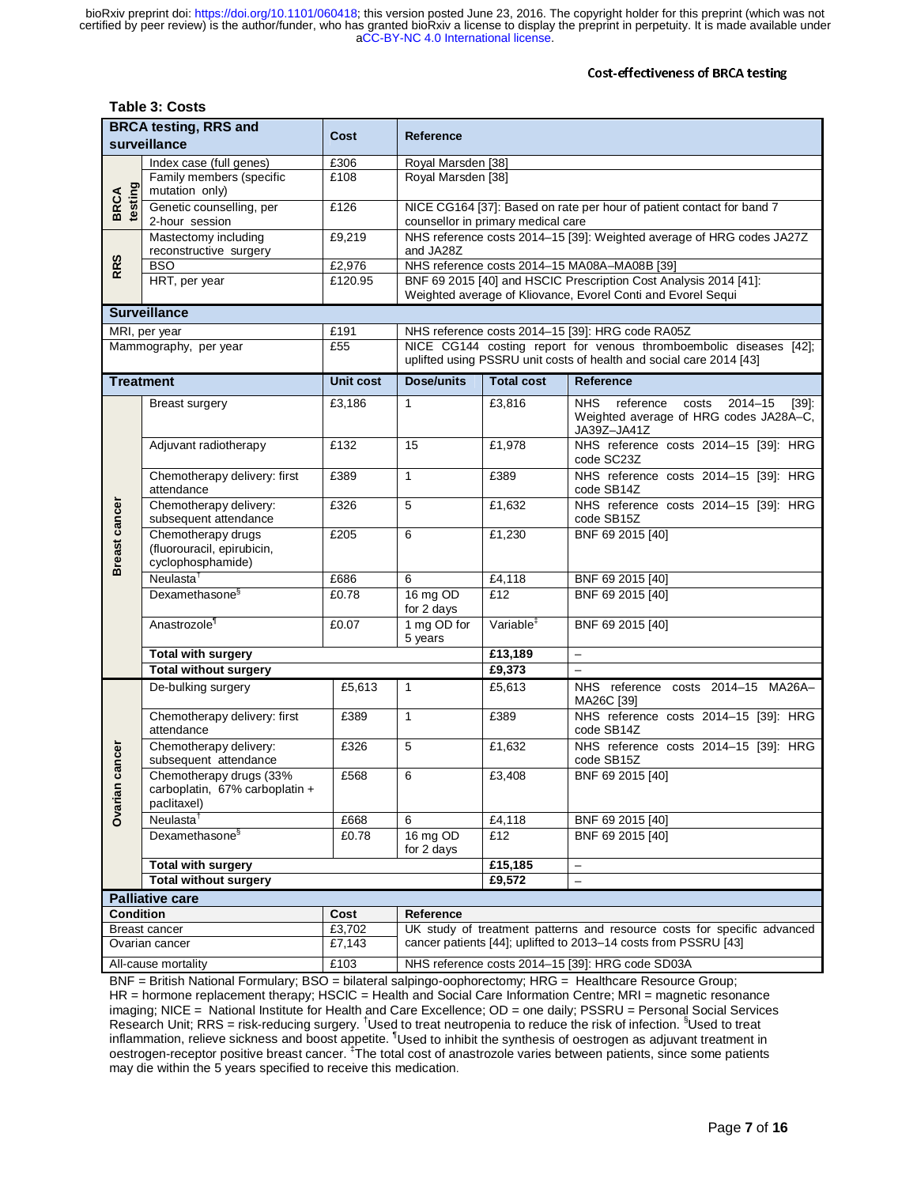**Table 3: Costs**

| BRCA testing, RRS and surveillance | | Cost | Reference | | |
|---|---|---|---|---|---|
| BRCA testing | Index case (full genes) | £306 | Royal Marsden [38] | | |
| | Family members (specific mutation only) | £108 | Royal Marsden [38] | | |
| | Genetic counselling, per 2-hour session | £126 | NICE CG164 [37]: Based on rate per hour of patient contact for band 7 counsellor in primary medical care | | |
| RRS | Mastectomy including reconstructive surgery | £9,219 | NHS reference costs 2014–15 [39]: Weighted average of HRG codes JA27Z and JA28Z | | |
| | BSO | £2,976 | NHS reference costs 2014–15 MA08A–MA08B [39] | | |
| | HRT, per year | £120.95 | BNF 69 2015 [40] and HSCIC Prescription Cost Analysis 2014 [41]: Weighted average of Kliovance, Evorel Conti and Evorel Sequi | | |
| **Surveillance** | | | | | |
| MRI, per year | | £191 | NHS reference costs 2014–15 [39]: HRG code RA05Z | | |
| Mammography, per year | | £55 | NICE CG144 costing report for venous thromboembolic diseases [42]; uplifted using PSSRU unit costs of health and social care 2014 [43] | | |
| **Treatment** | | **Unit cost** | **Dose/units** | **Total cost** | **Reference** |
| Breast cancer | Breast surgery | £3,186 | 1 | £3,816 | NHS reference costs 2014–15 [39]: Weighted average of HRG codes JA28A–C, JA39Z–JA41Z |
| | Adjuvant radiotherapy | £132 | 15 | £1,978 | NHS reference costs 2014–15 [39]: HRG code SC23Z |
| | Chemotherapy delivery: first attendance | £389 | 1 | £389 | NHS reference costs 2014–15 [39]: HRG code SB14Z |
| | Chemotherapy delivery: subsequent attendance | £326 | 5 | £1,632 | NHS reference costs 2014–15 [39]: HRG code SB15Z |
| | Chemotherapy drugs (fluorouracil, epirubicin, cyclophosphamide) | £205 | 6 | £1,230 | BNF 69 2015 [40] |
| | Neulasta[†] | £686 | 6 | £4,118 | BNF 69 2015 [40] |
| | Dexamethasone[§] | £0.78 | 16 mg OD for 2 days | £12 | BNF 69 2015 [40] |
| | Anastrozole[¶] | £0.07 | 1 mg OD for 5 years | Variable[‡] | BNF 69 2015 [40] |
| | **Total with surgery** | | | **£13,189** | – |
| | **Total without surgery** | | | **£9,373** | – |
| Ovarian cancer | De-bulking surgery | £5,613 | 1 | £5,613 | NHS reference costs 2014–15 MA26A–MA26C [39] |
| | Chemotherapy delivery: first attendance | £389 | 1 | £389 | NHS reference costs 2014–15 [39]: HRG code SB14Z |
| | Chemotherapy delivery: subsequent attendance | £326 | 5 | £1,632 | NHS reference costs 2014–15 [39]: HRG code SB15Z |
| | Chemotherapy drugs (33% carboplatin, 67% carboplatin + paclitaxel) | £568 | 6 | £3,408 | BNF 69 2015 [40] |
| | Neulasta[†] | £668 | 6 | £4,118 | BNF 69 2015 [40] |
| | Dexamethasone[§] | £0.78 | 16 mg OD for 2 days | £12 | BNF 69 2015 [40] |
| | **Total with surgery** | | | **£15,185** | – |
| | **Total without surgery** | | | **£9,572** | – |
| **Palliative care** | | | | | |
| **Condition** | | **Cost** | **Reference** | | |
| Breast cancer | | £3,702 | UK study of treatment patterns and resource costs for specific advanced cancer patients [44]; uplifted to 2013–14 costs from PSSRU [43] | | |
| Ovarian cancer | | £7,143 | | | |
| All-cause mortality | | £103 | NHS reference costs 2014–15 [39]: HRG code SD03A | | |

BNF = British National Formulary; BSO = bilateral salpingo-oophorectomy; HRG = Healthcare Resource Group; HR = hormone replacement therapy; HSCIC = Health and Social Care Information Centre; MRI = magnetic resonance imaging; NICE = National Institute for Health and Care Excellence; OD = one daily; PSSRU = Personal Social Services Research Unit; RRS = risk-reducing surgery. [†]Used to treat neutropenia to reduce the risk of infection. [§]Used to treat inflammation, relieve sickness and boost appetite. [¶]Used to inhibit the synthesis of oestrogen as adjuvant treatment in oestrogen-receptor positive breast cancer. [‡]The total cost of anastrozole varies between patients, since some patients may die within the 5 years specified to receive this medication.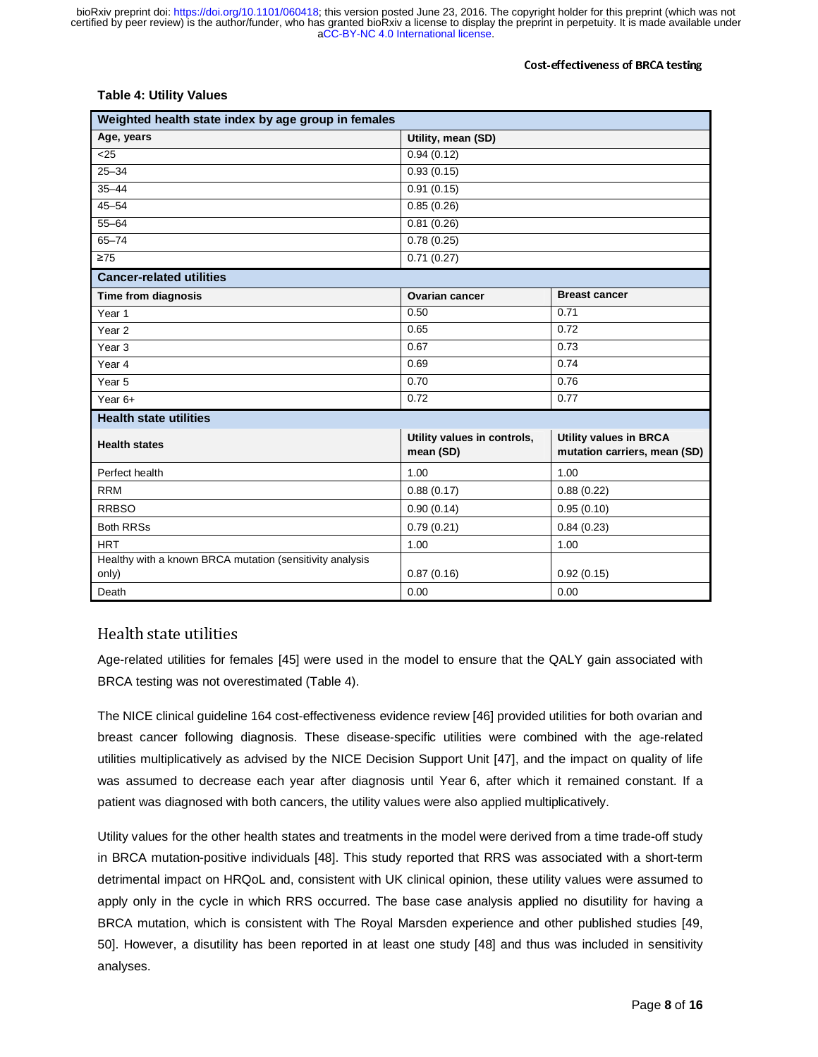**Table 4: Utility Values**

| Weighted health state index by age group in females | | |
|---|---|---|
| **Age, years** | **Utility, mean (SD)** | |
| <25 | 0.94 (0.12) | |
| 25–34 | 0.93 (0.15) | |
| 35–44 | 0.91 (0.15) | |
| 45–54 | 0.85 (0.26) | |
| 55–64 | 0.81 (0.26) | |
| 65–74 | 0.78 (0.25) | |
| ≥75 | 0.71 (0.27) | |
| **Cancer-related utilities** | | |
| **Time from diagnosis** | **Ovarian cancer** | **Breast cancer** |
| Year 1 | 0.50 | 0.71 |
| Year 2 | 0.65 | 0.72 |
| Year 3 | 0.67 | 0.73 |
| Year 4 | 0.69 | 0.74 |
| Year 5 | 0.70 | 0.76 |
| Year 6+ | 0.72 | 0.77 |
| **Health state utilities** | | |
| **Health states** | **Utility values in controls, mean (SD)** | **Utility values in BRCA mutation carriers, mean (SD)** |
| Perfect health | 1.00 | 1.00 |
| RRM | 0.88 (0.17) | 0.88 (0.22) |
| RRBSO | 0.90 (0.14) | 0.95 (0.10) |
| Both RRSs | 0.79 (0.21) | 0.84 (0.23) |
| HRT | 1.00 | 1.00 |
| Healthy with a known BRCA mutation (sensitivity analysis only) | 0.87 (0.16) | 0.92 (0.15) |
| Death | 0.00 | 0.00 |

## Health state utilities

Age-related utilities for females [45] were used in the model to ensure that the QALY gain associated with BRCA testing was not overestimated (Table 4).

The NICE clinical guideline 164 cost-effectiveness evidence review [46] provided utilities for both ovarian and breast cancer following diagnosis. These disease-specific utilities were combined with the age-related utilities multiplicatively as advised by the NICE Decision Support Unit [47], and the impact on quality of life was assumed to decrease each year after diagnosis until Year 6, after which it remained constant. If a patient was diagnosed with both cancers, the utility values were also applied multiplicatively.

Utility values for the other health states and treatments in the model were derived from a time trade-off study in BRCA mutation-positive individuals [48]. This study reported that RRS was associated with a short-term detrimental impact on HRQoL and, consistent with UK clinical opinion, these utility values were assumed to apply only in the cycle in which RRS occurred. The base case analysis applied no disutility for having a BRCA mutation, which is consistent with The Royal Marsden experience and other published studies [49, 50]. However, a disutility has been reported in at least one study [48] and thus was included in sensitivity analyses.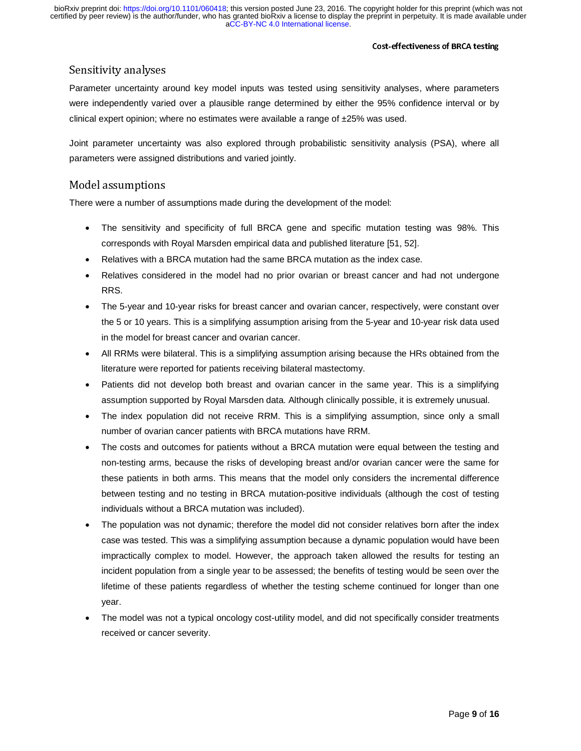## Sensitivity analyses

Parameter uncertainty around key model inputs was tested using sensitivity analyses, where parameters were independently varied over a plausible range determined by either the 95% confidence interval or by clinical expert opinion; where no estimates were available a range of ±25% was used.

Joint parameter uncertainty was also explored through probabilistic sensitivity analysis (PSA), where all parameters were assigned distributions and varied jointly.

## Model assumptions

There were a number of assumptions made during the development of the model:

- The sensitivity and specificity of full BRCA gene and specific mutation testing was 98%. This corresponds with Royal Marsden empirical data and published literature [51, 52].
- Relatives with a BRCA mutation had the same BRCA mutation as the index case.
- Relatives considered in the model had no prior ovarian or breast cancer and had not undergone RRS.
- The 5-year and 10-year risks for breast cancer and ovarian cancer, respectively, were constant over the 5 or 10 years. This is a simplifying assumption arising from the 5-year and 10-year risk data used in the model for breast cancer and ovarian cancer.
- All RRMs were bilateral. This is a simplifying assumption arising because the HRs obtained from the literature were reported for patients receiving bilateral mastectomy.
- Patients did not develop both breast and ovarian cancer in the same year. This is a simplifying assumption supported by Royal Marsden data. Although clinically possible, it is extremely unusual.
- The index population did not receive RRM. This is a simplifying assumption, since only a small number of ovarian cancer patients with BRCA mutations have RRM.
- The costs and outcomes for patients without a BRCA mutation were equal between the testing and non-testing arms, because the risks of developing breast and/or ovarian cancer were the same for these patients in both arms. This means that the model only considers the incremental difference between testing and no testing in BRCA mutation-positive individuals (although the cost of testing individuals without a BRCA mutation was included).
- The population was not dynamic; therefore the model did not consider relatives born after the index case was tested. This was a simplifying assumption because a dynamic population would have been impractically complex to model. However, the approach taken allowed the results for testing an incident population from a single year to be assessed; the benefits of testing would be seen over the lifetime of these patients regardless of whether the testing scheme continued for longer than one year.
- The model was not a typical oncology cost-utility model, and did not specifically consider treatments received or cancer severity.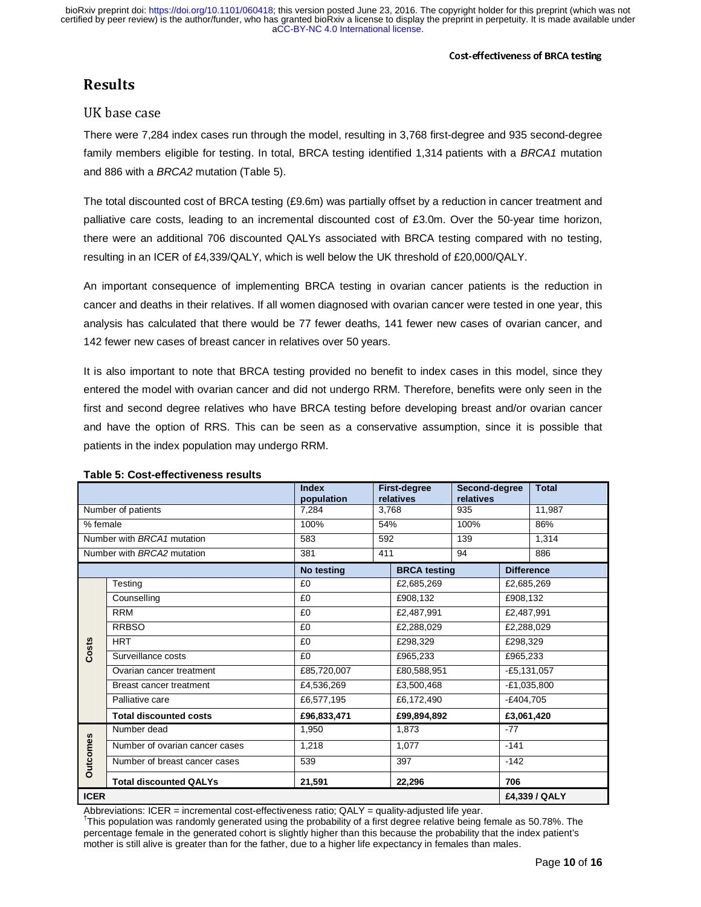## Results

### UK base case

There were 7,284 index cases run through the model, resulting in 3,768 first-degree and 935 second-degree family members eligible for testing. In total, BRCA testing identified 1,314 patients with a *BRCA1* mutation and 886 with a *BRCA2* mutation (Table 5).

The total discounted cost of BRCA testing (£9.6m) was partially offset by a reduction in cancer treatment and palliative care costs, leading to an incremental discounted cost of £3.0m. Over the 50-year time horizon, there were an additional 706 discounted QALYs associated with BRCA testing compared with no testing, resulting in an ICER of £4,339/QALY, which is well below the UK threshold of £20,000/QALY.

An important consequence of implementing BRCA testing in ovarian cancer patients is the reduction in cancer and deaths in their relatives. If all women diagnosed with ovarian cancer were tested in one year, this analysis has calculated that there would be 77 fewer deaths, 141 fewer new cases of ovarian cancer, and 142 fewer new cases of breast cancer in relatives over 50 years.

It is also important to note that BRCA testing provided no benefit to index cases in this model, since they entered the model with ovarian cancer and did not undergo RRM. Therefore, benefits were only seen in the first and second degree relatives who have BRCA testing before developing breast and/or ovarian cancer and have the option of RRS. This can be seen as a conservative assumption, since it is possible that patients in the index population may undergo RRM.

**Table 5: Cost-effectiveness results**

| | | Index population | First-degree relatives | Second-degree relatives | Total |
|---|---|---|---|---|---|
| Number of patients | | 7,284 | 3,768 | 935 | 11,987 |
| % female | | 100% | 54% | 100% | 86% |
| Number with *BRCA1* mutation | | 583 | 592 | 139 | 1,314 |
| Number with *BRCA2* mutation | | 381 | 411 | 94 | 886 |

| | | No testing | BRCA testing | Difference |
|---|---|---|---|---|
| Costs | Testing | £0 | £2,685,269 | £2,685,269 |
| | Counselling | £0 | £908,132 | £908,132 |
| | RRM | £0 | £2,487,991 | £2,487,991 |
| | RRBSO | £0 | £2,288,029 | £2,288,029 |
| | HRT | £0 | £298,329 | £298,329 |
| | Surveillance costs | £0 | £965,233 | £965,233 |
| | Ovarian cancer treatment | £85,720,007 | £80,588,951 | -£5,131,057 |
| | Breast cancer treatment | £4,536,269 | £3,500,468 | -£1,035,800 |
| | Palliative care | £6,577,195 | £6,172,490 | -£404,705 |
| | **Total discounted costs** | **£96,833,471** | **£99,894,892** | **£3,061,420** |
| Outcomes | Number dead | 1,950 | 1,873 | -77 |
| | Number of ovarian cancer cases | 1,218 | 1,077 | -141 |
| | Number of breast cancer cases | 539 | 397 | -142 |
| | **Total discounted QALYs** | **21,591** | **22,296** | **706** |
| **ICER** | | | | **£4,339 / QALY** |

Abbreviations: ICER = incremental cost-effectiveness ratio; QALY = quality-adjusted life year.
[†]This population was randomly generated using the probability of a first degree relative being female as 50.78%. The percentage female in the generated cohort is slightly higher than this because the probability that the index patient's mother is still alive is greater than for the father, due to a higher life expectancy in females than males.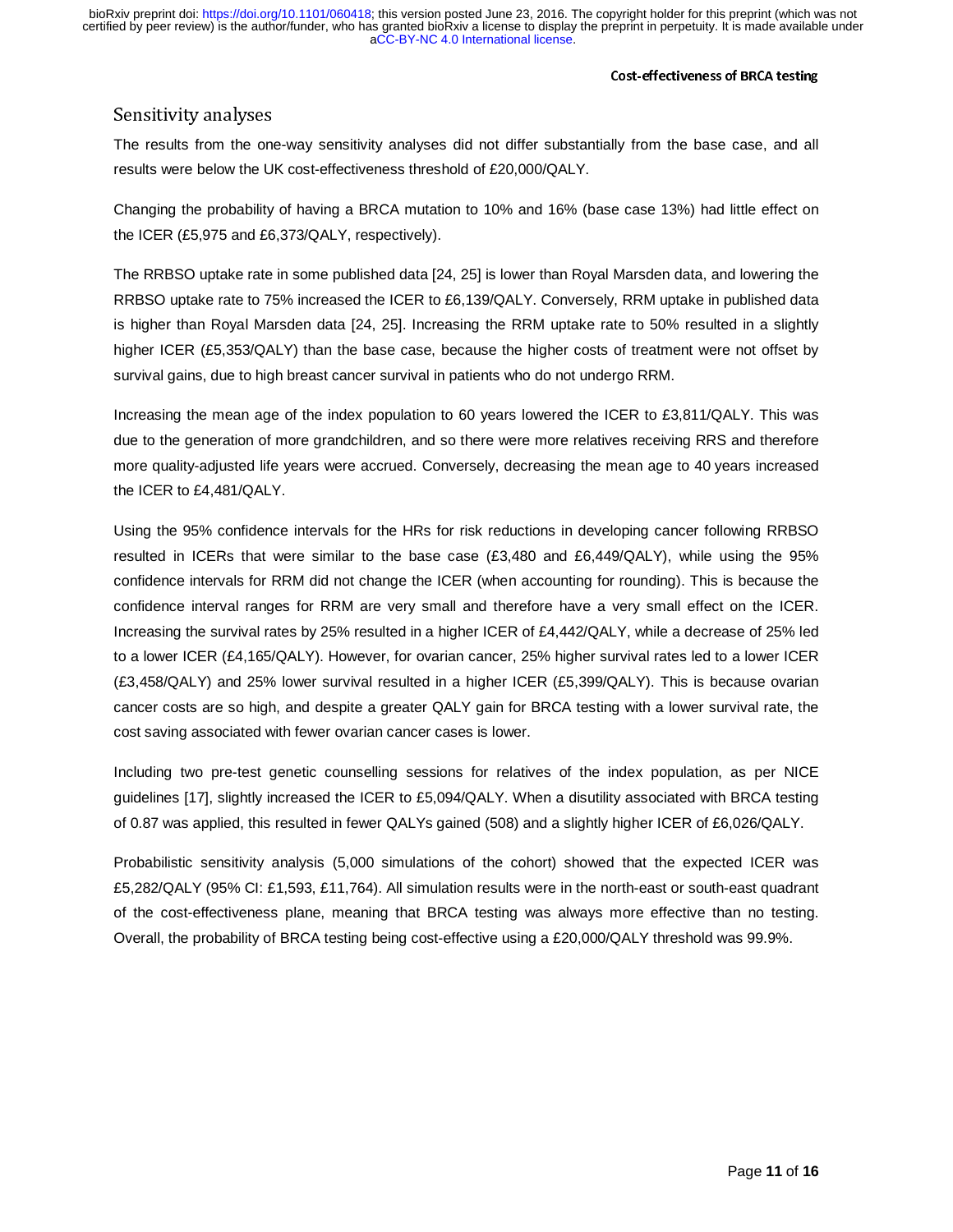## Sensitivity analyses

The results from the one-way sensitivity analyses did not differ substantially from the base case, and all results were below the UK cost-effectiveness threshold of £20,000/QALY.

Changing the probability of having a BRCA mutation to 10% and 16% (base case 13%) had little effect on the ICER (£5,975 and £6,373/QALY, respectively).

The RRBSO uptake rate in some published data [24, 25] is lower than Royal Marsden data, and lowering the RRBSO uptake rate to 75% increased the ICER to £6,139/QALY. Conversely, RRM uptake in published data is higher than Royal Marsden data [24, 25]. Increasing the RRM uptake rate to 50% resulted in a slightly higher ICER (£5,353/QALY) than the base case, because the higher costs of treatment were not offset by survival gains, due to high breast cancer survival in patients who do not undergo RRM.

Increasing the mean age of the index population to 60 years lowered the ICER to £3,811/QALY. This was due to the generation of more grandchildren, and so there were more relatives receiving RRS and therefore more quality-adjusted life years were accrued. Conversely, decreasing the mean age to 40 years increased the ICER to £4,481/QALY.

Using the 95% confidence intervals for the HRs for risk reductions in developing cancer following RRBSO resulted in ICERs that were similar to the base case (£3,480 and £6,449/QALY), while using the 95% confidence intervals for RRM did not change the ICER (when accounting for rounding). This is because the confidence interval ranges for RRM are very small and therefore have a very small effect on the ICER. Increasing the survival rates by 25% resulted in a higher ICER of £4,442/QALY, while a decrease of 25% led to a lower ICER (£4,165/QALY). However, for ovarian cancer, 25% higher survival rates led to a lower ICER (£3,458/QALY) and 25% lower survival resulted in a higher ICER (£5,399/QALY). This is because ovarian cancer costs are so high, and despite a greater QALY gain for BRCA testing with a lower survival rate, the cost saving associated with fewer ovarian cancer cases is lower.

Including two pre-test genetic counselling sessions for relatives of the index population, as per NICE guidelines [17], slightly increased the ICER to £5,094/QALY. When a disutility associated with BRCA testing of 0.87 was applied, this resulted in fewer QALYs gained (508) and a slightly higher ICER of £6,026/QALY.

Probabilistic sensitivity analysis (5,000 simulations of the cohort) showed that the expected ICER was £5,282/QALY (95% CI: £1,593, £11,764). All simulation results were in the north-east or south-east quadrant of the cost-effectiveness plane, meaning that BRCA testing was always more effective than no testing. Overall, the probability of BRCA testing being cost-effective using a £20,000/QALY threshold was 99.9%.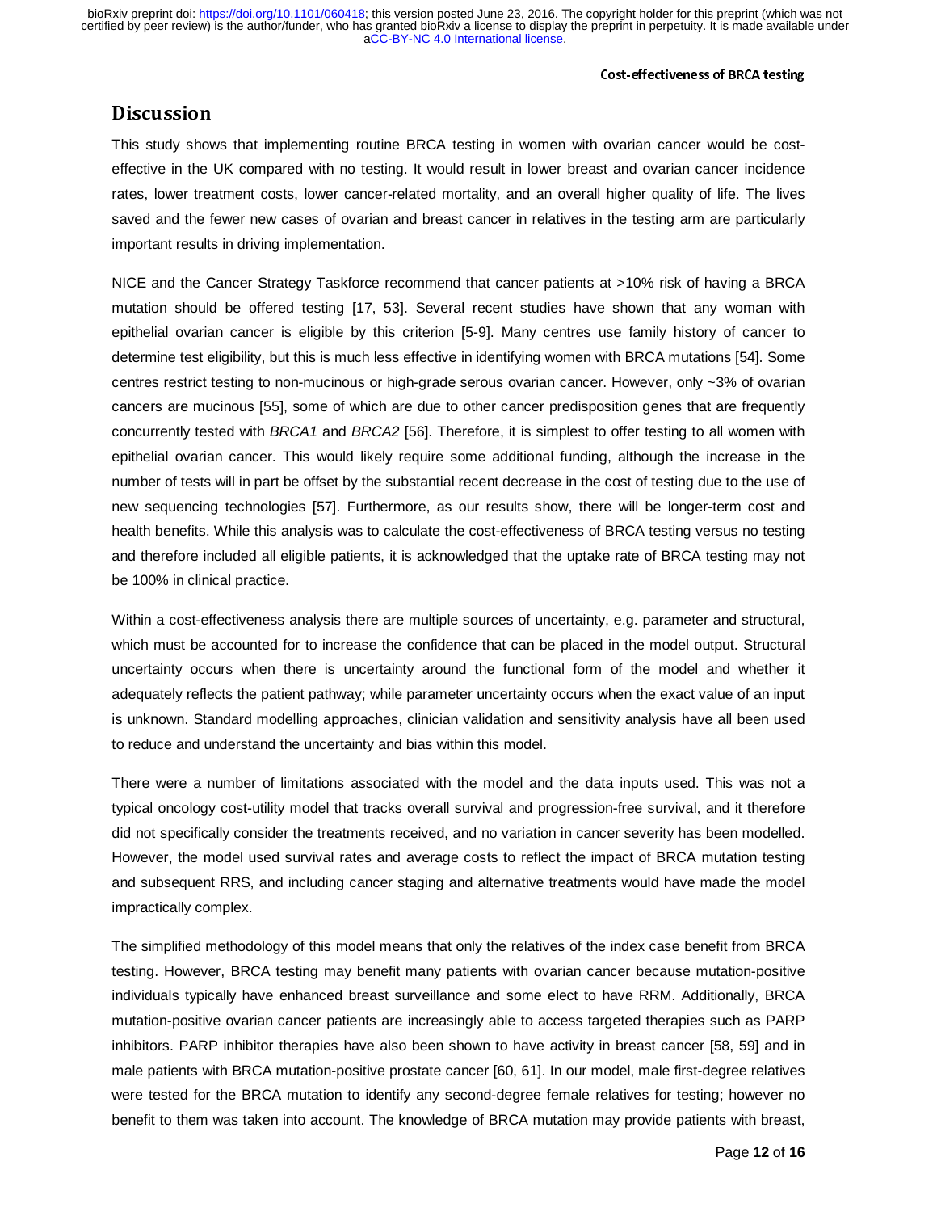## Discussion

This study shows that implementing routine BRCA testing in women with ovarian cancer would be cost-effective in the UK compared with no testing. It would result in lower breast and ovarian cancer incidence rates, lower treatment costs, lower cancer-related mortality, and an overall higher quality of life. The lives saved and the fewer new cases of ovarian and breast cancer in relatives in the testing arm are particularly important results in driving implementation.

NICE and the Cancer Strategy Taskforce recommend that cancer patients at >10% risk of having a BRCA mutation should be offered testing [17, 53]. Several recent studies have shown that any woman with epithelial ovarian cancer is eligible by this criterion [5-9]. Many centres use family history of cancer to determine test eligibility, but this is much less effective in identifying women with BRCA mutations [54]. Some centres restrict testing to non-mucinous or high-grade serous ovarian cancer. However, only ~3% of ovarian cancers are mucinous [55], some of which are due to other cancer predisposition genes that are frequently concurrently tested with *BRCA1* and *BRCA2* [56]. Therefore, it is simplest to offer testing to all women with epithelial ovarian cancer. This would likely require some additional funding, although the increase in the number of tests will in part be offset by the substantial recent decrease in the cost of testing due to the use of new sequencing technologies [57]. Furthermore, as our results show, there will be longer-term cost and health benefits. While this analysis was to calculate the cost-effectiveness of BRCA testing versus no testing and therefore included all eligible patients, it is acknowledged that the uptake rate of BRCA testing may not be 100% in clinical practice.

Within a cost-effectiveness analysis there are multiple sources of uncertainty, e.g. parameter and structural, which must be accounted for to increase the confidence that can be placed in the model output. Structural uncertainty occurs when there is uncertainty around the functional form of the model and whether it adequately reflects the patient pathway; while parameter uncertainty occurs when the exact value of an input is unknown. Standard modelling approaches, clinician validation and sensitivity analysis have all been used to reduce and understand the uncertainty and bias within this model.

There were a number of limitations associated with the model and the data inputs used. This was not a typical oncology cost-utility model that tracks overall survival and progression-free survival, and it therefore did not specifically consider the treatments received, and no variation in cancer severity has been modelled. However, the model used survival rates and average costs to reflect the impact of BRCA mutation testing and subsequent RRS, and including cancer staging and alternative treatments would have made the model impractically complex.

The simplified methodology of this model means that only the relatives of the index case benefit from BRCA testing. However, BRCA testing may benefit many patients with ovarian cancer because mutation-positive individuals typically have enhanced breast surveillance and some elect to have RRM. Additionally, BRCA mutation-positive ovarian cancer patients are increasingly able to access targeted therapies such as PARP inhibitors. PARP inhibitor therapies have also been shown to have activity in breast cancer [58, 59] and in male patients with BRCA mutation-positive prostate cancer [60, 61]. In our model, male first-degree relatives were tested for the BRCA mutation to identify any second-degree female relatives for testing; however no benefit to them was taken into account. The knowledge of BRCA mutation may provide patients with breast,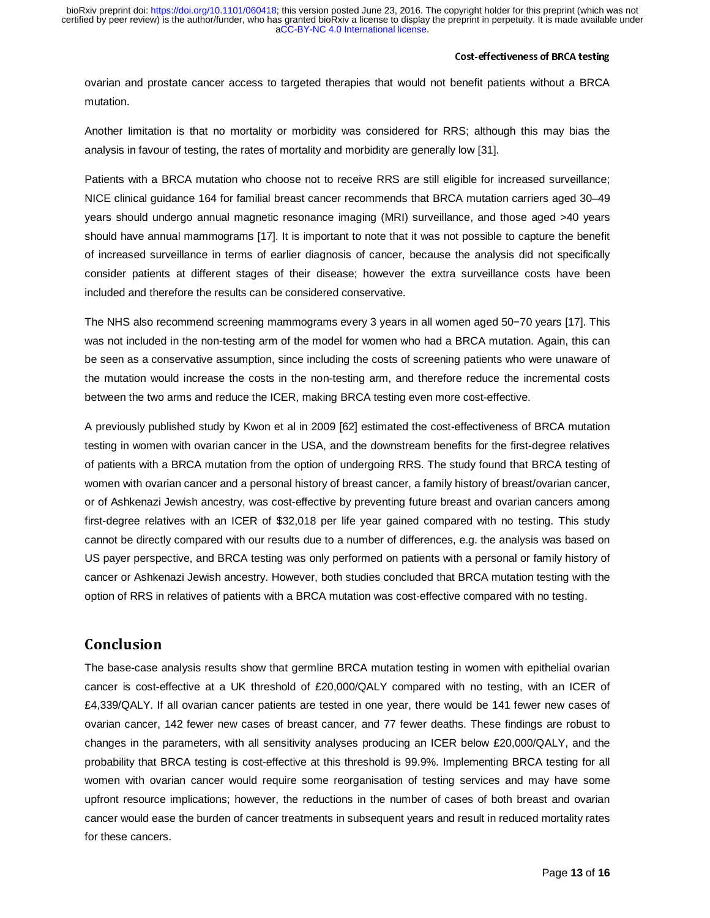ovarian and prostate cancer access to targeted therapies that would not benefit patients without a BRCA mutation.

Another limitation is that no mortality or morbidity was considered for RRS; although this may bias the analysis in favour of testing, the rates of mortality and morbidity are generally low [31].

Patients with a BRCA mutation who choose not to receive RRS are still eligible for increased surveillance; NICE clinical guidance 164 for familial breast cancer recommends that BRCA mutation carriers aged 30–49 years should undergo annual magnetic resonance imaging (MRI) surveillance, and those aged >40 years should have annual mammograms [17]. It is important to note that it was not possible to capture the benefit of increased surveillance in terms of earlier diagnosis of cancer, because the analysis did not specifically consider patients at different stages of their disease; however the extra surveillance costs have been included and therefore the results can be considered conservative.

The NHS also recommend screening mammograms every 3 years in all women aged 50−70 years [17]. This was not included in the non-testing arm of the model for women who had a BRCA mutation. Again, this can be seen as a conservative assumption, since including the costs of screening patients who were unaware of the mutation would increase the costs in the non-testing arm, and therefore reduce the incremental costs between the two arms and reduce the ICER, making BRCA testing even more cost-effective.

A previously published study by Kwon et al in 2009 [62] estimated the cost-effectiveness of BRCA mutation testing in women with ovarian cancer in the USA, and the downstream benefits for the first-degree relatives of patients with a BRCA mutation from the option of undergoing RRS. The study found that BRCA testing of women with ovarian cancer and a personal history of breast cancer, a family history of breast/ovarian cancer, or of Ashkenazi Jewish ancestry, was cost-effective by preventing future breast and ovarian cancers among first-degree relatives with an ICER of $32,018 per life year gained compared with no testing. This study cannot be directly compared with our results due to a number of differences, e.g. the analysis was based on US payer perspective, and BRCA testing was only performed on patients with a personal or family history of cancer or Ashkenazi Jewish ancestry. However, both studies concluded that BRCA mutation testing with the option of RRS in relatives of patients with a BRCA mutation was cost-effective compared with no testing.

## Conclusion

The base-case analysis results show that germline BRCA mutation testing in women with epithelial ovarian cancer is cost-effective at a UK threshold of £20,000/QALY compared with no testing, with an ICER of £4,339/QALY. If all ovarian cancer patients are tested in one year, there would be 141 fewer new cases of ovarian cancer, 142 fewer new cases of breast cancer, and 77 fewer deaths. These findings are robust to changes in the parameters, with all sensitivity analyses producing an ICER below £20,000/QALY, and the probability that BRCA testing is cost-effective at this threshold is 99.9%. Implementing BRCA testing for all women with ovarian cancer would require some reorganisation of testing services and may have some upfront resource implications; however, the reductions in the number of cases of both breast and ovarian cancer would ease the burden of cancer treatments in subsequent years and result in reduced mortality rates for these cancers.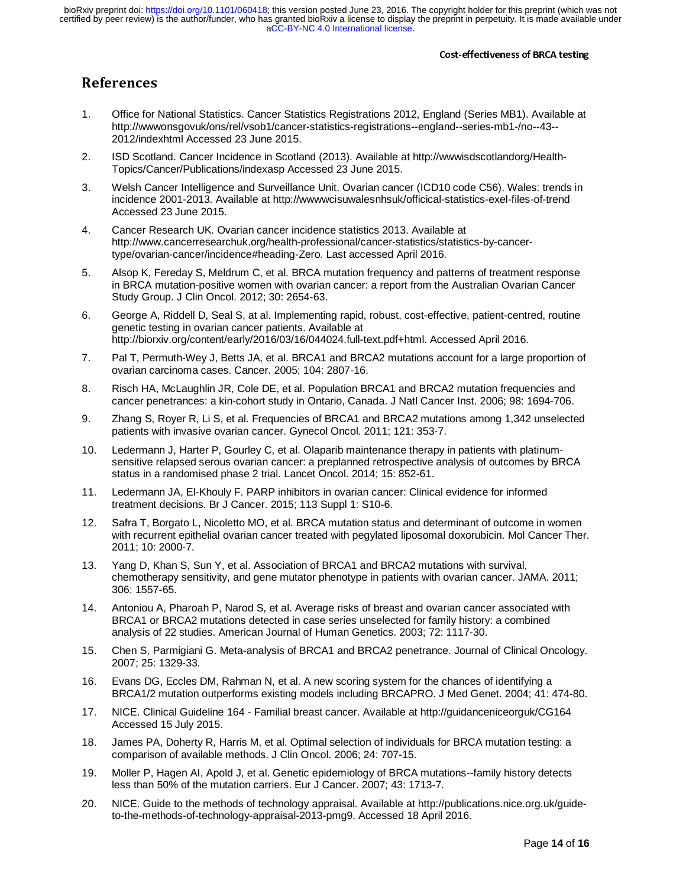# References

1. Office for National Statistics. Cancer Statistics Registrations 2012, England (Series MB1). Available at http://wwwonsgovuk/ons/rel/vsob1/cancer-statistics-registrations--england--series-mb1-/no--43--2012/indexhtml Accessed 23 June 2015.
2. ISD Scotland. Cancer Incidence in Scotland (2013). Available at http://wwwisdscotlandorg/Health-Topics/Cancer/Publications/indexasp Accessed 23 June 2015.
3. Welsh Cancer Intelligence and Surveillance Unit. Ovarian cancer (ICD10 code C56). Wales: trends in incidence 2001-2013. Available at http://wwwwcisuwalesnhsuk/officical-statistics-exel-files-of-trend Accessed 23 June 2015.
4. Cancer Research UK. Ovarian cancer incidence statistics 2013. Available at http://www.cancerresearchuk.org/health-professional/cancer-statistics/statistics-by-cancer-type/ovarian-cancer/incidence#heading-Zero. Last accessed April 2016.
5. Alsop K, Fereday S, Meldrum C, et al. BRCA mutation frequency and patterns of treatment response in BRCA mutation-positive women with ovarian cancer: a report from the Australian Ovarian Cancer Study Group. J Clin Oncol. 2012; 30: 2654-63.
6. George A, Riddell D, Seal S, at al. Implementing rapid, robust, cost-effective, patient-centred, routine genetic testing in ovarian cancer patients. Available at http://biorxiv.org/content/early/2016/03/16/044024.full-text.pdf+html. Accessed April 2016.
7. Pal T, Permuth-Wey J, Betts JA, et al. BRCA1 and BRCA2 mutations account for a large proportion of ovarian carcinoma cases. Cancer. 2005; 104: 2807-16.
8. Risch HA, McLaughlin JR, Cole DE, et al. Population BRCA1 and BRCA2 mutation frequencies and cancer penetrances: a kin-cohort study in Ontario, Canada. J Natl Cancer Inst. 2006; 98: 1694-706.
9. Zhang S, Royer R, Li S, et al. Frequencies of BRCA1 and BRCA2 mutations among 1,342 unselected patients with invasive ovarian cancer. Gynecol Oncol. 2011; 121: 353-7.
10. Ledermann J, Harter P, Gourley C, et al. Olaparib maintenance therapy in patients with platinum-sensitive relapsed serous ovarian cancer: a preplanned retrospective analysis of outcomes by BRCA status in a randomised phase 2 trial. Lancet Oncol. 2014; 15: 852-61.
11. Ledermann JA, El-Khouly F. PARP inhibitors in ovarian cancer: Clinical evidence for informed treatment decisions. Br J Cancer. 2015; 113 Suppl 1: S10-6.
12. Safra T, Borgato L, Nicoletto MO, et al. BRCA mutation status and determinant of outcome in women with recurrent epithelial ovarian cancer treated with pegylated liposomal doxorubicin. Mol Cancer Ther. 2011; 10: 2000-7.
13. Yang D, Khan S, Sun Y, et al. Association of BRCA1 and BRCA2 mutations with survival, chemotherapy sensitivity, and gene mutator phenotype in patients with ovarian cancer. JAMA. 2011; 306: 1557-65.
14. Antoniou A, Pharoah P, Narod S, et al. Average risks of breast and ovarian cancer associated with BRCA1 or BRCA2 mutations detected in case series unselected for family history: a combined analysis of 22 studies. American Journal of Human Genetics. 2003; 72: 1117-30.
15. Chen S, Parmigiani G. Meta-analysis of BRCA1 and BRCA2 penetrance. Journal of Clinical Oncology. 2007; 25: 1329-33.
16. Evans DG, Eccles DM, Rahman N, et al. A new scoring system for the chances of identifying a BRCA1/2 mutation outperforms existing models including BRCAPRO. J Med Genet. 2004; 41: 474-80.
17. NICE. Clinical Guideline 164 - Familial breast cancer. Available at http://guidanceniceorguk/CG164 Accessed 15 July 2015.
18. James PA, Doherty R, Harris M, et al. Optimal selection of individuals for BRCA mutation testing: a comparison of available methods. J Clin Oncol. 2006; 24: 707-15.
19. Moller P, Hagen AI, Apold J, et al. Genetic epidemiology of BRCA mutations--family history detects less than 50% of the mutation carriers. Eur J Cancer. 2007; 43: 1713-7.
20. NICE. Guide to the methods of technology appraisal. Available at http://publications.nice.org.uk/guide-to-the-methods-of-technology-appraisal-2013-pmg9. Accessed 18 April 2016.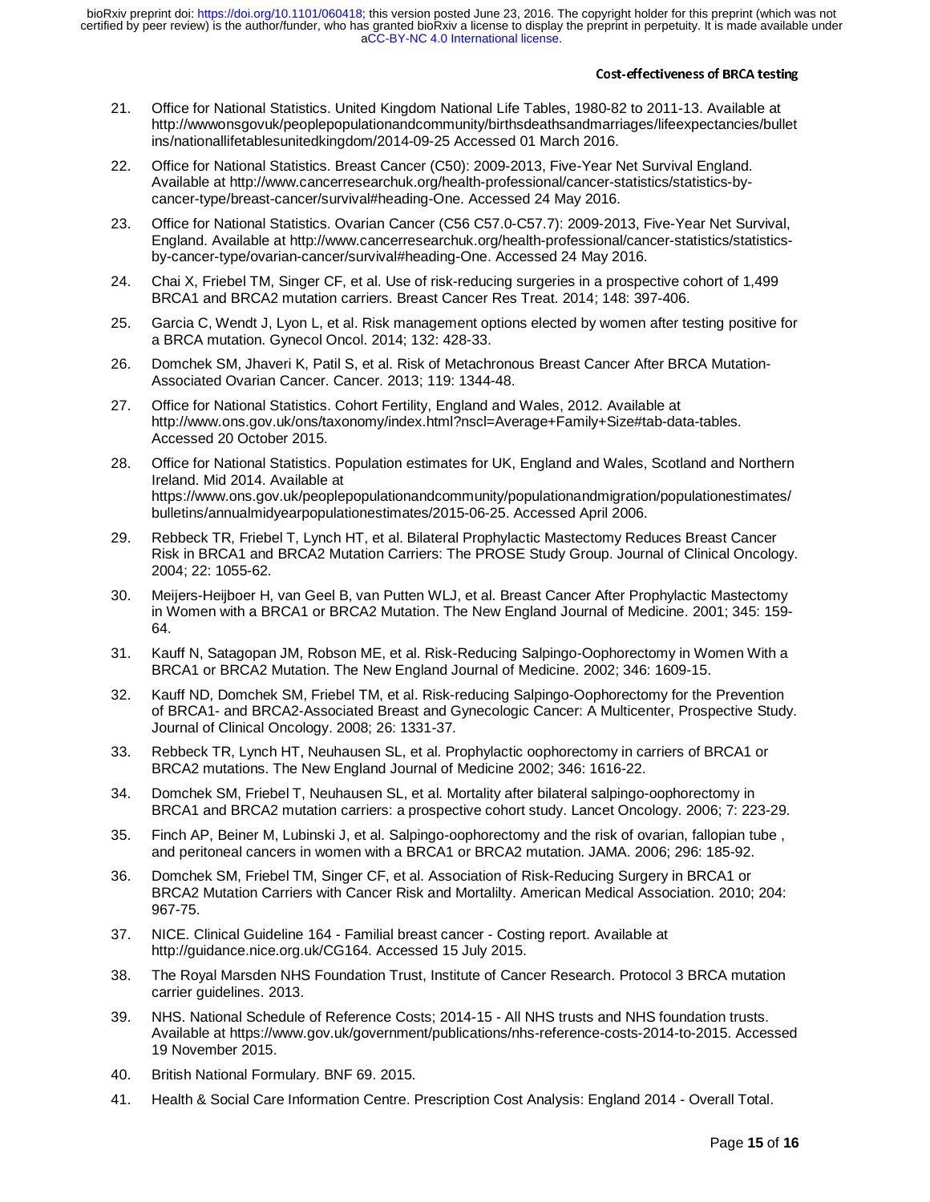21. Office for National Statistics. United Kingdom National Life Tables, 1980-82 to 2011-13. Available at http://wwwonsgovuk/peoplepopulationandcommunity/birthsdeathsandmarriages/lifeexpectancies/bulletins/nationallifetablesunitedkingdom/2014-09-25 Accessed 01 March 2016.

22. Office for National Statistics. Breast Cancer (C50): 2009-2013, Five-Year Net Survival England. Available at http://www.cancerresearchuk.org/health-professional/cancer-statistics/statistics-by-cancer-type/breast-cancer/survival#heading-One. Accessed 24 May 2016.

23. Office for National Statistics. Ovarian Cancer (C56 C57.0-C57.7): 2009-2013, Five-Year Net Survival, England. Available at http://www.cancerresearchuk.org/health-professional/cancer-statistics/statistics-by-cancer-type/ovarian-cancer/survival#heading-One. Accessed 24 May 2016.

24. Chai X, Friebel TM, Singer CF, et al. Use of risk-reducing surgeries in a prospective cohort of 1,499 BRCA1 and BRCA2 mutation carriers. Breast Cancer Res Treat. 2014; 148: 397-406.

25. Garcia C, Wendt J, Lyon L, et al. Risk management options elected by women after testing positive for a BRCA mutation. Gynecol Oncol. 2014; 132: 428-33.

26. Domchek SM, Jhaveri K, Patil S, et al. Risk of Metachronous Breast Cancer After BRCA Mutation-Associated Ovarian Cancer. Cancer. 2013; 119: 1344-48.

27. Office for National Statistics. Cohort Fertility, England and Wales, 2012. Available at http://www.ons.gov.uk/ons/taxonomy/index.html?nscl=Average+Family+Size#tab-data-tables. Accessed 20 October 2015.

28. Office for National Statistics. Population estimates for UK, England and Wales, Scotland and Northern Ireland. Mid 2014. Available at https://www.ons.gov.uk/peoplepopulationandcommunity/populationandmigration/populationestimates/bulletins/annualmidyearpopulationestimates/2015-06-25. Accessed April 2006.

29. Rebbeck TR, Friebel T, Lynch HT, et al. Bilateral Prophylactic Mastectomy Reduces Breast Cancer Risk in BRCA1 and BRCA2 Mutation Carriers: The PROSE Study Group. Journal of Clinical Oncology. 2004; 22: 1055-62.

30. Meijers-Heijboer H, van Geel B, van Putten WLJ, et al. Breast Cancer After Prophylactic Mastectomy in Women with a BRCA1 or BRCA2 Mutation. The New England Journal of Medicine. 2001; 345: 159-64.

31. Kauff N, Satagopan JM, Robson ME, et al. Risk-Reducing Salpingo-Oophorectomy in Women With a BRCA1 or BRCA2 Mutation. The New England Journal of Medicine. 2002; 346: 1609-15.

32. Kauff ND, Domchek SM, Friebel TM, et al. Risk-reducing Salpingo-Oophorectomy for the Prevention of BRCA1- and BRCA2-Associated Breast and Gynecologic Cancer: A Multicenter, Prospective Study. Journal of Clinical Oncology. 2008; 26: 1331-37.

33. Rebbeck TR, Lynch HT, Neuhausen SL, et al. Prophylactic oophorectomy in carriers of BRCA1 or BRCA2 mutations. The New England Journal of Medicine 2002; 346: 1616-22.

34. Domchek SM, Friebel T, Neuhausen SL, et al. Mortality after bilateral salpingo-oophorectomy in BRCA1 and BRCA2 mutation carriers: a prospective cohort study. Lancet Oncology. 2006; 7: 223-29.

35. Finch AP, Beiner M, Lubinski J, et al. Salpingo-oophorectomy and the risk of ovarian, fallopian tube , and peritoneal cancers in women with a BRCA1 or BRCA2 mutation. JAMA. 2006; 296: 185-92.

36. Domchek SM, Friebel TM, Singer CF, et al. Association of Risk-Reducing Surgery in BRCA1 or BRCA2 Mutation Carriers with Cancer Risk and Mortalilty. American Medical Association. 2010; 204: 967-75.

37. NICE. Clinical Guideline 164 - Familial breast cancer - Costing report. Available at http://guidance.nice.org.uk/CG164. Accessed 15 July 2015.

38. The Royal Marsden NHS Foundation Trust, Institute of Cancer Research. Protocol 3 BRCA mutation carrier guidelines. 2013.

39. NHS. National Schedule of Reference Costs; 2014-15 - All NHS trusts and NHS foundation trusts. Available at https://www.gov.uk/government/publications/nhs-reference-costs-2014-to-2015. Accessed 19 November 2015.

40. British National Formulary. BNF 69. 2015.

41. Health & Social Care Information Centre. Prescription Cost Analysis: England 2014 - Overall Total.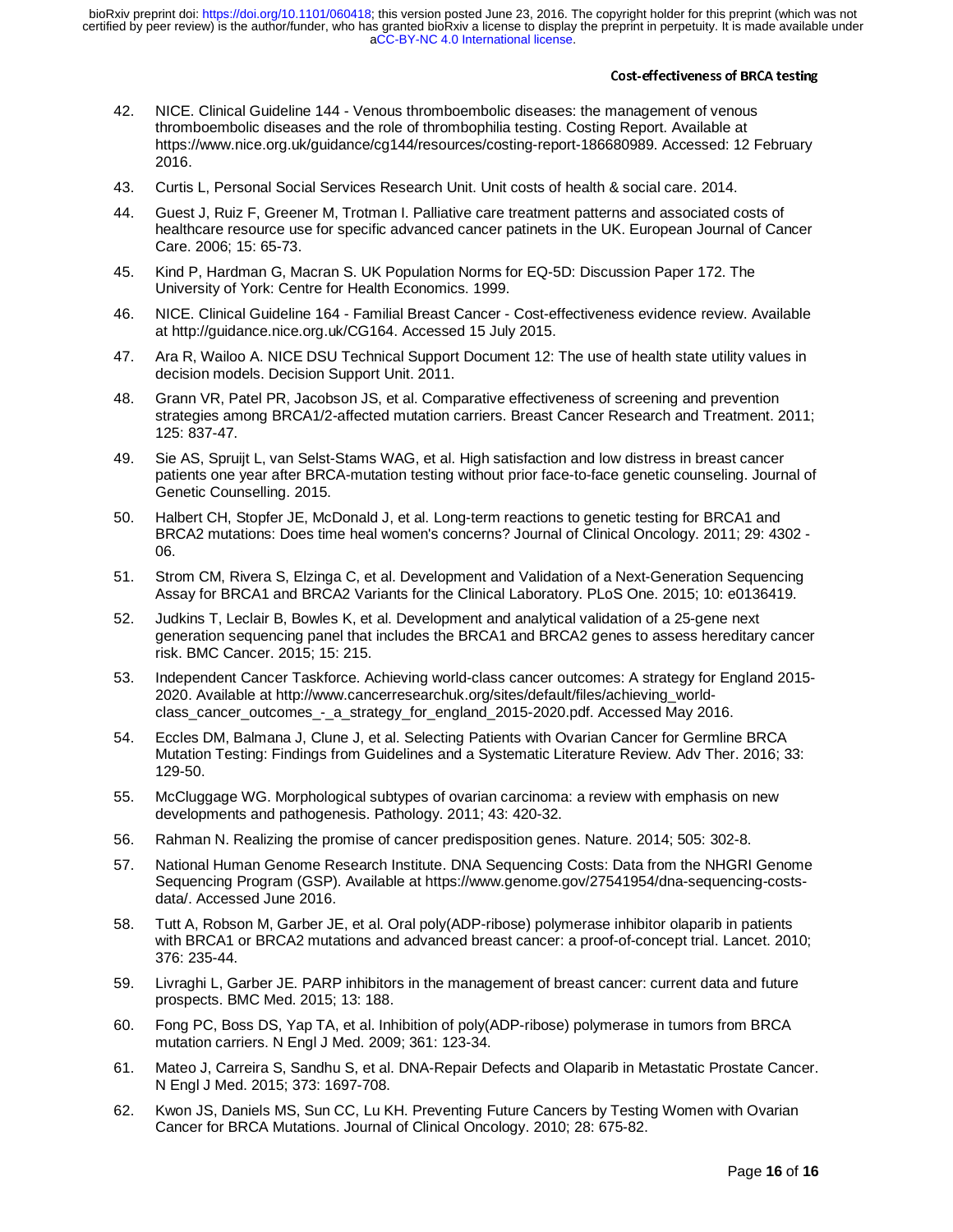42. NICE. Clinical Guideline 144 - Venous thromboembolic diseases: the management of venous thromboembolic diseases and the role of thrombophilia testing. Costing Report. Available at https://www.nice.org.uk/guidance/cg144/resources/costing-report-186680989. Accessed: 12 February 2016.
43. Curtis L, Personal Social Services Research Unit. Unit costs of health & social care. 2014.
44. Guest J, Ruiz F, Greener M, Trotman I. Palliative care treatment patterns and associated costs of healthcare resource use for specific advanced cancer patinets in the UK. European Journal of Cancer Care. 2006; 15: 65-73.
45. Kind P, Hardman G, Macran S. UK Population Norms for EQ-5D: Discussion Paper 172. The University of York: Centre for Health Economics. 1999.
46. NICE. Clinical Guideline 164 - Familial Breast Cancer - Cost-effectiveness evidence review. Available at http://guidance.nice.org.uk/CG164. Accessed 15 July 2015.
47. Ara R, Wailoo A. NICE DSU Technical Support Document 12: The use of health state utility values in decision models. Decision Support Unit. 2011.
48. Grann VR, Patel PR, Jacobson JS, et al. Comparative effectiveness of screening and prevention strategies among BRCA1/2-affected mutation carriers. Breast Cancer Research and Treatment. 2011; 125: 837-47.
49. Sie AS, Spruijt L, van Selst-Stams WAG, et al. High satisfaction and low distress in breast cancer patients one year after BRCA-mutation testing without prior face-to-face genetic counseling. Journal of Genetic Counselling. 2015.
50. Halbert CH, Stopfer JE, McDonald J, et al. Long-term reactions to genetic testing for BRCA1 and BRCA2 mutations: Does time heal women's concerns? Journal of Clinical Oncology. 2011; 29: 4302 - 06.
51. Strom CM, Rivera S, Elzinga C, et al. Development and Validation of a Next-Generation Sequencing Assay for BRCA1 and BRCA2 Variants for the Clinical Laboratory. PLoS One. 2015; 10: e0136419.
52. Judkins T, Leclair B, Bowles K, et al. Development and analytical validation of a 25-gene next generation sequencing panel that includes the BRCA1 and BRCA2 genes to assess hereditary cancer risk. BMC Cancer. 2015; 15: 215.
53. Independent Cancer Taskforce. Achieving world-class cancer outcomes: A strategy for England 2015-2020. Available at http://www.cancerresearchuk.org/sites/default/files/achieving_world-class_cancer_outcomes_-_a_strategy_for_england_2015-2020.pdf. Accessed May 2016.
54. Eccles DM, Balmana J, Clune J, et al. Selecting Patients with Ovarian Cancer for Germline BRCA Mutation Testing: Findings from Guidelines and a Systematic Literature Review. Adv Ther. 2016; 33: 129-50.
55. McCluggage WG. Morphological subtypes of ovarian carcinoma: a review with emphasis on new developments and pathogenesis. Pathology. 2011; 43: 420-32.
56. Rahman N. Realizing the promise of cancer predisposition genes. Nature. 2014; 505: 302-8.
57. National Human Genome Research Institute. DNA Sequencing Costs: Data from the NHGRI Genome Sequencing Program (GSP). Available at https://www.genome.gov/27541954/dna-sequencing-costs-data/. Accessed June 2016.
58. Tutt A, Robson M, Garber JE, et al. Oral poly(ADP-ribose) polymerase inhibitor olaparib in patients with BRCA1 or BRCA2 mutations and advanced breast cancer: a proof-of-concept trial. Lancet. 2010; 376: 235-44.
59. Livraghi L, Garber JE. PARP inhibitors in the management of breast cancer: current data and future prospects. BMC Med. 2015; 13: 188.
60. Fong PC, Boss DS, Yap TA, et al. Inhibition of poly(ADP-ribose) polymerase in tumors from BRCA mutation carriers. N Engl J Med. 2009; 361: 123-34.
61. Mateo J, Carreira S, Sandhu S, et al. DNA-Repair Defects and Olaparib in Metastatic Prostate Cancer. N Engl J Med. 2015; 373: 1697-708.
62. Kwon JS, Daniels MS, Sun CC, Lu KH. Preventing Future Cancers by Testing Women with Ovarian Cancer for BRCA Mutations. Journal of Clinical Oncology. 2010; 28: 675-82.